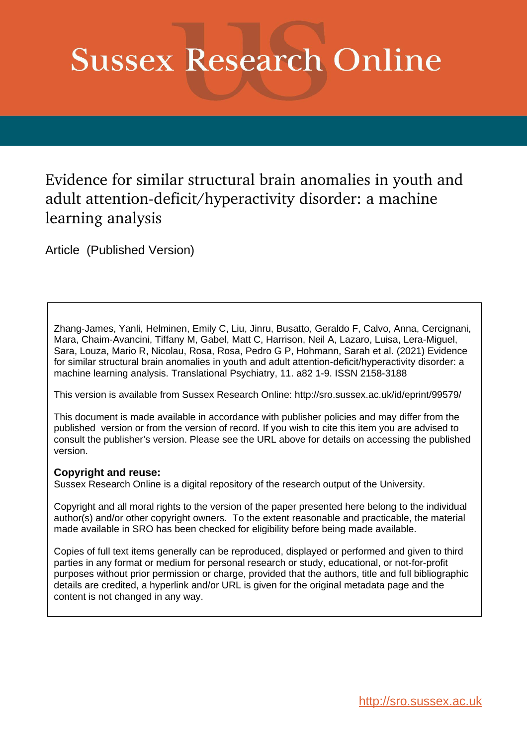# Sussex Research Online

## Evidence for similar structural brain anomalies in youth and adult attention-deficit/hyperactivity disorder: a machine learning analysis

Article (Published Version)

Zhang-James, Yanli, Helminen, Emily C, Liu, Jinru, Busatto, Geraldo F, Calvo, Anna, Cercignani, Mara, Chaim-Avancini, Tiffany M, Gabel, Matt C, Harrison, Neil A, Lazaro, Luisa, Lera-Miguel, Sara, Louza, Mario R, Nicolau, Rosa, Rosa, Pedro G P, Hohmann, Sarah et al. (2021) Evidence for similar structural brain anomalies in youth and adult attention-deficit/hyperactivity disorder: a machine learning analysis. Translational Psychiatry, 11. a82 1-9. ISSN 2158-3188

This version is available from Sussex Research Online: http://sro.sussex.ac.uk/id/eprint/99579/

This document is made available in accordance with publisher policies and may differ from the published version or from the version of record. If you wish to cite this item you are advised to consult the publisher's version. Please see the URL above for details on accessing the published version.

**Copyright and reuse:**
Sussex Research Online is a digital repository of the research output of the University.

Copyright and all moral rights to the version of the paper presented here belong to the individual author(s) and/or other copyright owners. To the extent reasonable and practicable, the material made available in SRO has been checked for eligibility before being made available.

Copies of full text items generally can be reproduced, displayed or performed and given to third parties in any format or medium for personal research or study, educational, or not-for-profit purposes without prior permission or charge, provided that the authors, title and full bibliographic details are credited, a hyperlink and/or URL is given for the original metadata page and the content is not changed in any way.

http://sro.sussex.ac.uk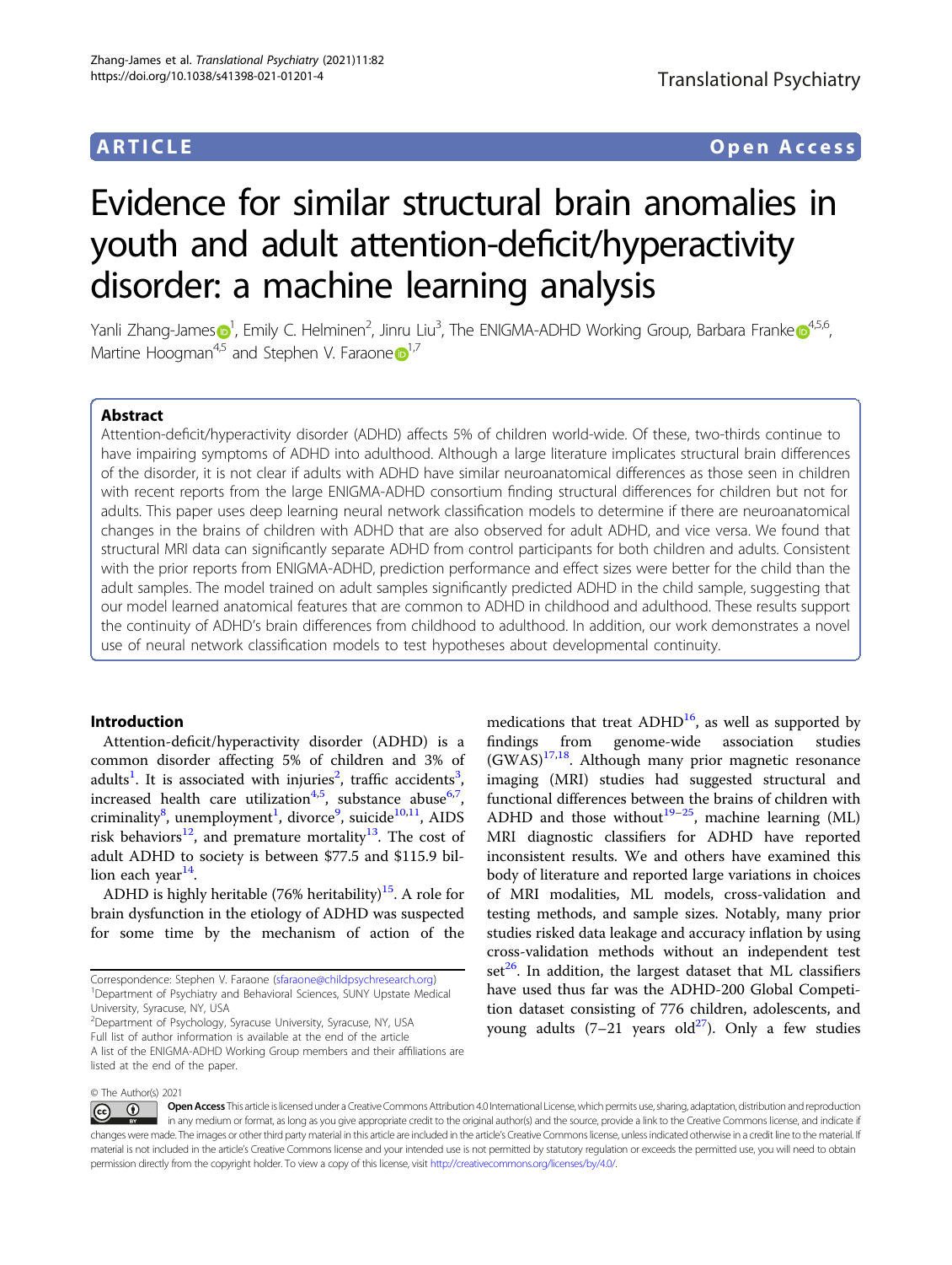Article

# Evidence for similar structural brain anomalies in youth and adult attention-deficit/hyperactivity disorder: a machine learning analysis

Yanli Zhang-James[1], Emily C. Helminen[2], Jinru Liu[3], The ENIGMA-ADHD Working Group, Barbara Franke[4,5,6], Martine Hoogman[4,5] and Stephen V. Faraone[1,7]

## Abstract

Attention-deficit/hyperactivity disorder (ADHD) affects 5% of children world-wide. Of these, two-thirds continue to have impairing symptoms of ADHD into adulthood. Although a large literature implicates structural brain differences of the disorder, it is not clear if adults with ADHD have similar neuroanatomical differences as those seen in children with recent reports from the large ENIGMA-ADHD consortium finding structural differences for children but not for adults. This paper uses deep learning neural network classification models to determine if there are neuroanatomical changes in the brains of children with ADHD that are also observed for adult ADHD, and vice versa. We found that structural MRI data can significantly separate ADHD from control participants for both children and adults. Consistent with the prior reports from ENIGMA-ADHD, prediction performance and effect sizes were better for the child than the adult samples. The model trained on adult samples significantly predicted ADHD in the child sample, suggesting that our model learned anatomical features that are common to ADHD in childhood and adulthood. These results support the continuity of ADHD's brain differences from childhood to adulthood. In addition, our work demonstrates a novel use of neural network classification models to test hypotheses about developmental continuity.

## Introduction

Attention-deficit/hyperactivity disorder (ADHD) is a common disorder affecting 5% of children and 3% of adults[1]. It is associated with injuries[2], traffic accidents[3], increased health care utilization[4,5], substance abuse[6,7], criminality[8], unemployment[1], divorce[9], suicide[10,11], AIDS risk behaviors[12], and premature mortality[13]. The cost of adult ADHD to society is between $77.5 and $115.9 billion each year[14].

ADHD is highly heritable (76% heritability)[15]. A role for brain dysfunction in the etiology of ADHD was suspected for some time by the mechanism of action of the medications that treat ADHD[16], as well as supported by findings from genome-wide association studies (GWAS)[17,18]. Although many prior magnetic resonance imaging (MRI) studies had suggested structural and functional differences between the brains of children with ADHD and those without[19–25], machine learning (ML) MRI diagnostic classifiers for ADHD have reported inconsistent results. We and others have examined this body of literature and reported large variations in choices of MRI modalities, ML models, cross-validation and testing methods, and sample sizes. Notably, many prior studies risked data leakage and accuracy inflation by using cross-validation methods without an independent test set[26]. In addition, the largest dataset that ML classifiers have used thus far was the ADHD-200 Global Competition dataset consisting of 776 children, adolescents, and young adults (7–21 years old[27]). Only a few studies

Correspondence: Stephen V. Faraone (sfaraone@childpsychresearch.org)
[1]Department of Psychiatry and Behavioral Sciences, SUNY Upstate Medical University, Syracuse, NY, USA
[2]Department of Psychology, Syracuse University, Syracuse, NY, USA
Full list of author information is available at the end of the article
A list of the ENIGMA-ADHD Working Group members and their affiliations are listed at the end of the paper.

© The Author(s) 2021
Open Access This article is licensed under a Creative Commons Attribution 4.0 International License, which permits use, sharing, adaptation, distribution and reproduction in any medium or format, as long as you give appropriate credit to the original author(s) and the source, provide a link to the Creative Commons license, and indicate if changes were made. The images or other third party material in this article are included in the article's Creative Commons license, unless indicated otherwise in a credit line to the material. If material is not included in the article's Creative Commons license and your intended use is not permitted by statutory regulation or exceeds the permitted use, you will need to obtain permission directly from the copyright holder. To view a copy of this license, visit http://creativecommons.org/licenses/by/4.0/.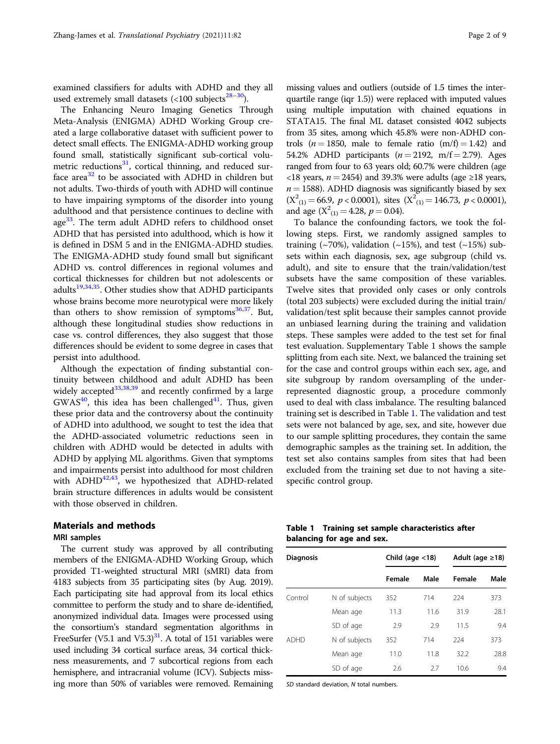examined classifiers for adults with ADHD and they all used extremely small datasets (<100 subjects[28–30]).

The Enhancing Neuro Imaging Genetics Through Meta-Analysis (ENIGMA) ADHD Working Group created a large collaborative dataset with sufficient power to detect small effects. The ENIGMA-ADHD working group found small, statistically significant sub-cortical volumetric reductions[31], cortical thinning, and reduced surface area[32] to be associated with ADHD in children but not adults. Two-thirds of youth with ADHD will continue to have impairing symptoms of the disorder into young adulthood and that persistence continues to decline with age[33]. The term adult ADHD refers to childhood onset ADHD that has persisted into adulthood, which is how it is defined in DSM 5 and in the ENIGMA-ADHD studies. The ENIGMA-ADHD study found small but significant ADHD vs. control differences in regional volumes and cortical thicknesses for children but not adolescents or adults[19,34,35]. Other studies show that ADHD participants whose brains become more neurotypical were more likely than others to show remission of symptoms[36,37]. But, although these longitudinal studies show reductions in case vs. control differences, they also suggest that those differences should be evident to some degree in cases that persist into adulthood.

Although the expectation of finding substantial continuity between childhood and adult ADHD has been widely accepted[33,38,39] and recently confirmed by a large GWAS[40], this idea has been challenged[41]. Thus, given these prior data and the controversy about the continuity of ADHD into adulthood, we sought to test the idea that the ADHD-associated volumetric reductions seen in children with ADHD would be detected in adults with ADHD by applying ML algorithms. Given that symptoms and impairments persist into adulthood for most children with ADHD[42,43], we hypothesized that ADHD-related brain structure differences in adults would be consistent with those observed in children.

## Materials and methods

### MRI samples

The current study was approved by all contributing members of the ENIGMA-ADHD Working Group, which provided T1-weighted structural MRI (sMRI) data from 4183 subjects from 35 participating sites (by Aug. 2019). Each participating site had approval from its local ethics committee to perform the study and to share de-identified, anonymized individual data. Images were processed using the consortium's standard segmentation algorithms in FreeSurfer (V5.1 and V5.3)[31]. A total of 151 variables were used including 34 cortical surface areas, 34 cortical thickness measurements, and 7 subcortical regions from each hemisphere, and intracranial volume (ICV). Subjects missing more than 50% of variables were removed. Remaining missing values and outliers (outside of 1.5 times the interquartile range (iqr 1.5)) were replaced with imputed values using multiple imputation with chained equations in STATA15. The final ML dataset consisted 4042 subjects from 35 sites, among which 45.8% were non-ADHD controls ($n = 1850$, male to female ratio (m/f) = 1.42) and 54.2% ADHD participants ($n = 2192$, m/f = 2.79). Ages ranged from four to 63 years old; 60.7% were children (age <18 years, $n = 2454$) and 39.3% were adults (age ≥18 years, $n = 1588$). ADHD diagnosis was significantly biased by sex ($X^2_{(1)} = 66.9$, $p < 0.0001$), sites ($X^2_{(1)} = 146.73$, $p < 0.0001$), and age ($X^2_{(1)} = 4.28$, $p = 0.04$).

To balance the confounding factors, we took the following steps. First, we randomly assigned samples to training (~70%), validation (~15%), and test (~15%) subsets within each diagnosis, sex, age subgroup (child vs. adult), and site to ensure that the train/validation/test subsets have the same composition of these variables. Twelve sites that provided only cases or only controls (total 203 subjects) were excluded during the initial train/validation/test split because their samples cannot provide an unbiased learning during the training and validation steps. These samples were added to the test set for final test evaluation. Supplementary Table 1 shows the sample splitting from each site. Next, we balanced the training set for the case and control groups within each sex, age, and site subgroup by random oversampling of the underrepresented diagnostic group, a procedure commonly used to deal with class imbalance. The resulting balanced training set is described in Table 1. The validation and test sets were not balanced by age, sex, and site, however due to our sample splitting procedures, they contain the same demographic samples as the training set. In addition, the test set also contains samples from sites that had been excluded from the training set due to not having a site-specific control group.

**Table 1 Training set sample characteristics after balancing for age and sex.**

| Diagnosis | | Child (age <18) | | Adult (age ≥18) | |
|---|---|---|---|---|---|
| | | Female | Male | Female | Male |
| Control | N of subjects | 352 | 714 | 224 | 373 |
| | Mean age | 11.3 | 11.6 | 31.9 | 28.1 |
| | SD of age | 2.9 | 2.9 | 11.5 | 9.4 |
| ADHD | N of subjects | 352 | 714 | 224 | 373 |
| | Mean age | 11.0 | 11.8 | 32.2 | 28.8 |
| | SD of age | 2.6 | 2.7 | 10.6 | 9.4 |

*SD* standard deviation, *N* total numbers.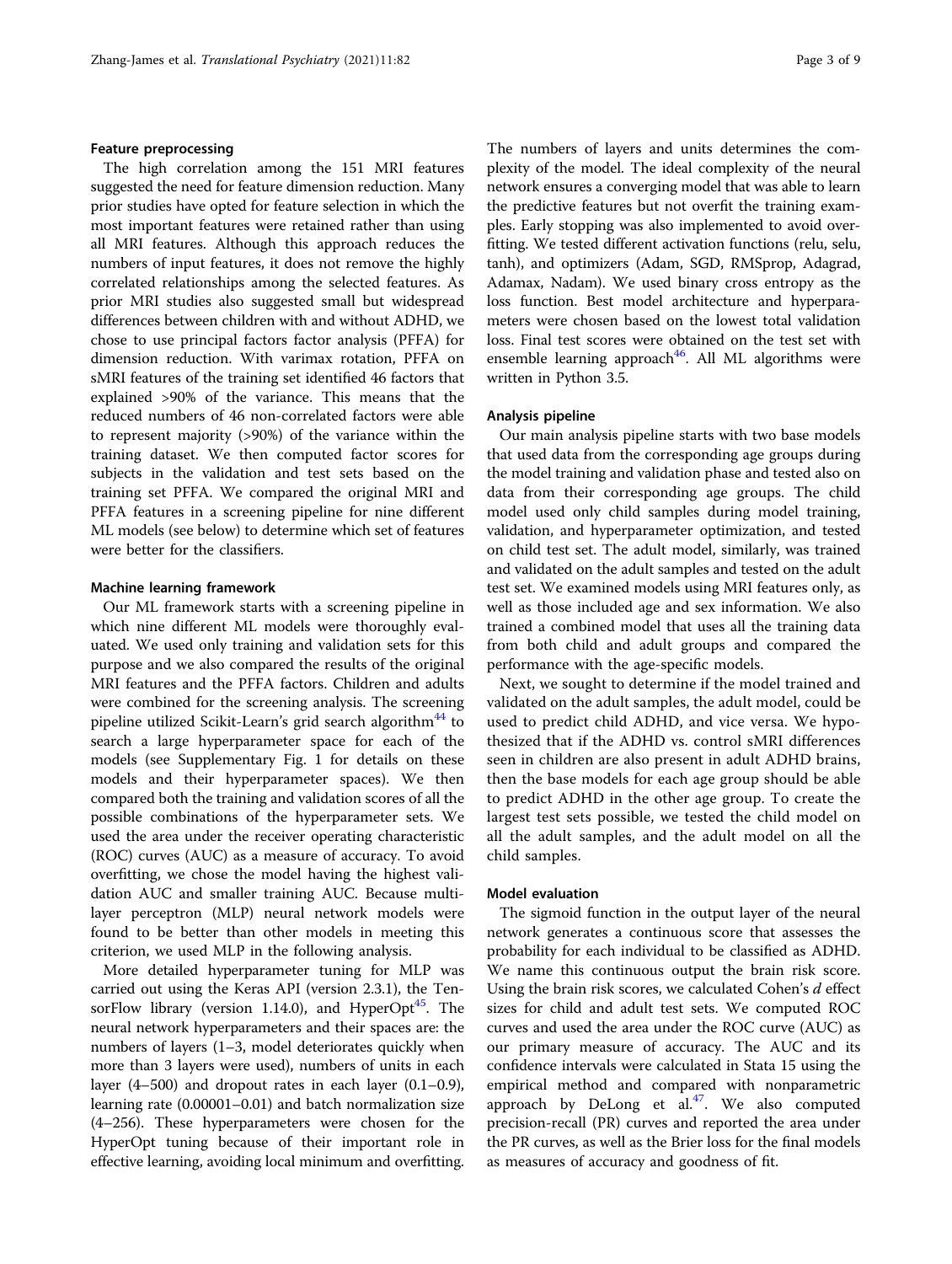#### Feature preprocessing

The high correlation among the 151 MRI features suggested the need for feature dimension reduction. Many prior studies have opted for feature selection in which the most important features were retained rather than using all MRI features. Although this approach reduces the numbers of input features, it does not remove the highly correlated relationships among the selected features. As prior MRI studies also suggested small but widespread differences between children with and without ADHD, we chose to use principal factors factor analysis (PFFA) for dimension reduction. With varimax rotation, PFFA on sMRI features of the training set identified 46 factors that explained >90% of the variance. This means that the reduced numbers of 46 non-correlated factors were able to represent majority (>90%) of the variance within the training dataset. We then computed factor scores for subjects in the validation and test sets based on the training set PFFA. We compared the original MRI and PFFA features in a screening pipeline for nine different ML models (see below) to determine which set of features were better for the classifiers.

#### Machine learning framework

Our ML framework starts with a screening pipeline in which nine different ML models were thoroughly evaluated. We used only training and validation sets for this purpose and we also compared the results of the original MRI features and the PFFA factors. Children and adults were combined for the screening analysis. The screening pipeline utilized Scikit-Learn's grid search algorithm[44] to search a large hyperparameter space for each of the models (see Supplementary Fig. 1 for details on these models and their hyperparameter spaces). We then compared both the training and validation scores of all the possible combinations of the hyperparameter sets. We used the area under the receiver operating characteristic (ROC) curves (AUC) as a measure of accuracy. To avoid overfitting, we chose the model having the highest validation AUC and smaller training AUC. Because multilayer perceptron (MLP) neural network models were found to be better than other models in meeting this criterion, we used MLP in the following analysis.

More detailed hyperparameter tuning for MLP was carried out using the Keras API (version 2.3.1), the TensorFlow library (version 1.14.0), and HyperOpt[45]. The neural network hyperparameters and their spaces are: the numbers of layers (1–3, model deteriorates quickly when more than 3 layers were used), numbers of units in each layer (4–500) and dropout rates in each layer (0.1–0.9), learning rate (0.00001–0.01) and batch normalization size (4–256). These hyperparameters were chosen for the HyperOpt tuning because of their important role in effective learning, avoiding local minimum and overfitting. The numbers of layers and units determines the complexity of the model. The ideal complexity of the neural network ensures a converging model that was able to learn the predictive features but not overfit the training examples. Early stopping was also implemented to avoid overfitting. We tested different activation functions (relu, selu, tanh), and optimizers (Adam, SGD, RMSprop, Adagrad, Adamax, Nadam). We used binary cross entropy as the loss function. Best model architecture and hyperparameters were chosen based on the lowest total validation loss. Final test scores were obtained on the test set with ensemble learning approach[46]. All ML algorithms were written in Python 3.5.

#### Analysis pipeline

Our main analysis pipeline starts with two base models that used data from the corresponding age groups during the model training and validation phase and tested also on data from their corresponding age groups. The child model used only child samples during model training, validation, and hyperparameter optimization, and tested on child test set. The adult model, similarly, was trained and validated on the adult samples and tested on the adult test set. We examined models using MRI features only, as well as those included age and sex information. We also trained a combined model that uses all the training data from both child and adult groups and compared the performance with the age-specific models.

Next, we sought to determine if the model trained and validated on the adult samples, the adult model, could be used to predict child ADHD, and vice versa. We hypothesized that if the ADHD vs. control sMRI differences seen in children are also present in adult ADHD brains, then the base models for each age group should be able to predict ADHD in the other age group. To create the largest test sets possible, we tested the child model on all the adult samples, and the adult model on all the child samples.

#### Model evaluation

The sigmoid function in the output layer of the neural network generates a continuous score that assesses the probability for each individual to be classified as ADHD. We name this continuous output the brain risk score. Using the brain risk scores, we calculated Cohen's *d* effect sizes for child and adult test sets. We computed ROC curves and used the area under the ROC curve (AUC) as our primary measure of accuracy. The AUC and its confidence intervals were calculated in Stata 15 using the empirical method and compared with nonparametric approach by DeLong et al.[47]. We also computed precision-recall (PR) curves and reported the area under the PR curves, as well as the Brier loss for the final models as measures of accuracy and goodness of fit.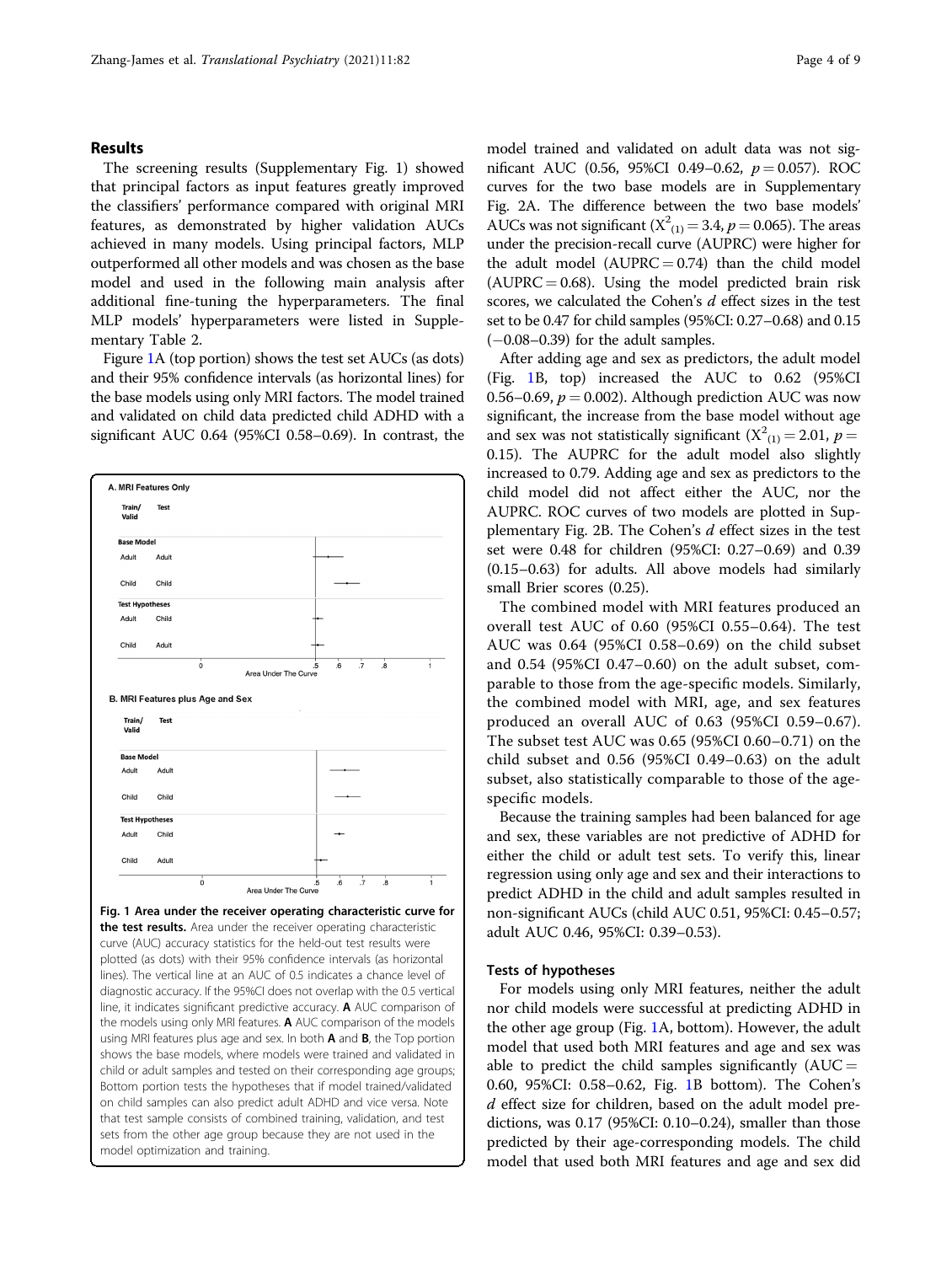## Results

The screening results (Supplementary Fig. 1) showed that principal factors as input features greatly improved the classifiers' performance compared with original MRI features, as demonstrated by higher validation AUCs achieved in many models. Using principal factors, MLP outperformed all other models and was chosen as the base model and used in the following main analysis after additional fine-tuning the hyperparameters. The final MLP models' hyperparameters were listed in Supplementary Table 2.

Figure 1A (top portion) shows the test set AUCs (as dots) and their 95% confidence intervals (as horizontal lines) for the base models using only MRI factors. The model trained and validated on child data predicted child ADHD with a significant AUC 0.64 (95%CI 0.58–0.69). In contrast, the model trained and validated on adult data was not significant AUC (0.56, 95%CI 0.49–0.62, $p = 0.057$). ROC curves for the two base models are in Supplementary Fig. 2A. The difference between the two base models' AUCs was not significant ($X^2_{(1)} = 3.4$, $p = 0.065$). The areas under the precision-recall curve (AUPRC) were higher for the adult model (AUPRC = 0.74) than the child model (AUPRC = 0.68). Using the model predicted brain risk scores, we calculated the Cohen's *d* effect sizes in the test set to be 0.47 for child samples (95%CI: 0.27–0.68) and 0.15 (−0.08–0.39) for the adult samples.

After adding age and sex as predictors, the adult model (Fig. 1B, top) increased the AUC to 0.62 (95%CI 0.56–0.69, $p = 0.002$). Although prediction AUC was now significant, the increase from the base model without age and sex was not statistically significant ($X^2_{(1)} = 2.01$, $p = 0.15$). The AUPRC for the adult model also slightly increased to 0.79. Adding age and sex as predictors to the child model did not affect either the AUC, nor the AUPRC. ROC curves of two models are plotted in Supplementary Fig. 2B. The Cohen's *d* effect sizes in the test set were 0.48 for children (95%CI: 0.27–0.69) and 0.39 (0.15–0.63) for adults. All above models had similarly small Brier scores (0.25).

The combined model with MRI features produced an overall test AUC of 0.60 (95%CI 0.55–0.64). The test AUC was 0.64 (95%CI 0.58–0.69) on the child subset and 0.54 (95%CI 0.47–0.60) on the adult subset, comparable to those from the age-specific models. Similarly, the combined model with MRI, age, and sex features produced an overall AUC of 0.63 (95%CI 0.59–0.67). The subset test AUC was 0.65 (95%CI 0.60–0.71) on the child subset and 0.56 (95%CI 0.49–0.63) on the adult subset, also statistically comparable to those of the age-specific models.

Because the training samples had been balanced for age and sex, these variables are not predictive of ADHD for either the child or adult test sets. To verify this, linear regression using only age and sex and their interactions to predict ADHD in the child and adult samples resulted in non-significant AUCs (child AUC 0.51, 95%CI: 0.45–0.57; adult AUC 0.46, 95%CI: 0.39–0.53).

**Fig. 1 Area under the receiver operating characteristic curve for the test results.** Area under the receiver operating characteristic curve (AUC) accuracy statistics for the held-out test results were plotted (as dots) with their 95% confidence intervals (as horizontal lines). The vertical line at an AUC of 0.5 indicates a chance level of diagnostic accuracy. If the 95%CI does not overlap with the 0.5 vertical line, it indicates significant predictive accuracy. **A** AUC comparison of the models using only MRI features. **A** AUC comparison of the models using MRI features plus age and sex. In both **A** and **B**, the Top portion shows the base models, where models were trained and validated in child or adult samples and tested on their corresponding age groups; Bottom portion tests the hypotheses that if model trained/validated on child samples can also predict adult ADHD and vice versa. Note that test sample consists of combined training, validation, and test sets from the other age group because they are not used in the model optimization and training.

### Tests of hypotheses

For models using only MRI features, neither the adult nor child models were successful at predicting ADHD in the other age group (Fig. 1A, bottom). However, the adult model that used both MRI features and age and sex was able to predict the child samples significantly (AUC = 0.60, 95%CI: 0.58–0.62, Fig. 1B bottom). The Cohen's *d* effect size for children, based on the adult model predictions, was 0.17 (95%CI: 0.10–0.24), smaller than those predicted by their age-corresponding models. The child model that used both MRI features and age and sex did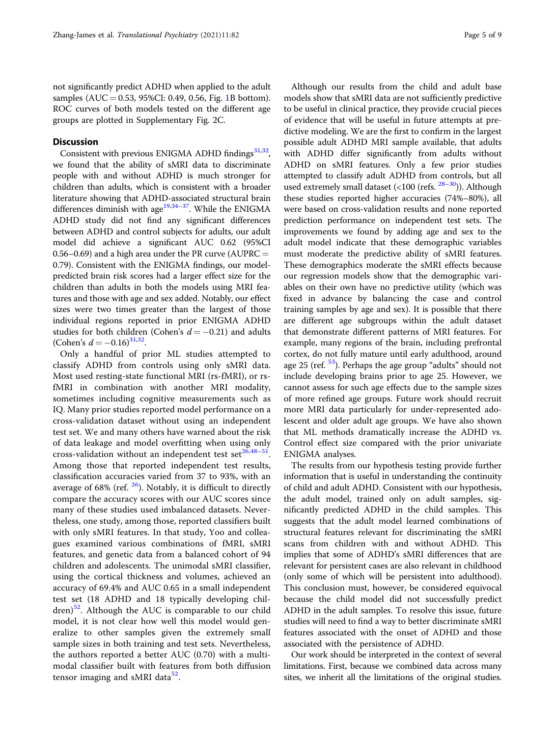not significantly predict ADHD when applied to the adult samples (AUC = 0.53, 95%CI: 0.49, 0.56, Fig. 1B bottom). ROC curves of both models tested on the different age groups are plotted in Supplementary Fig. 2C.

## Discussion

Consistent with previous ENIGMA ADHD findings[31,32], we found that the ability of sMRI data to discriminate people with and without ADHD is much stronger for children than adults, which is consistent with a broader literature showing that ADHD-associated structural brain differences diminish with age[19,34–37]. While the ENIGMA ADHD study did not find any significant differences between ADHD and control subjects for adults, our adult model did achieve a significant AUC 0.62 (95%CI 0.56–0.69) and a high area under the PR curve (AUPRC = 0.79). Consistent with the ENIGMA findings, our model-predicted brain risk scores had a larger effect size for the children than adults in both the models using MRI features and those with age and sex added. Notably, our effect sizes were two times greater than the largest of those individual regions reported in prior ENIGMA ADHD studies for both children (Cohen's $d = -0.21$) and adults (Cohen's $d = -0.16$)[31,32].

Only a handful of prior ML studies attempted to classify ADHD from controls using only sMRI data. Most used resting-state functional MRI (rs-fMRI), or rs-fMRI in combination with another MRI modality, sometimes including cognitive measurements such as IQ. Many prior studies reported model performance on a cross-validation dataset without using an independent test set. We and many others have warned about the risk of data leakage and model overfitting when using only cross-validation without an independent test set[26,48–51]. Among those that reported independent test results, classification accuracies varied from 37 to 93%, with an average of 68% (ref. [26]). Notably, it is difficult to directly compare the accuracy scores with our AUC scores since many of these studies used imbalanced datasets. Nevertheless, one study, among those, reported classifiers built with only sMRI features. In that study, Yoo and colleagues examined various combinations of fMRI, sMRI features, and genetic data from a balanced cohort of 94 children and adolescents. The unimodal sMRI classifier, using the cortical thickness and volumes, achieved an accuracy of 69.4% and AUC 0.65 in a small independent test set (18 ADHD and 18 typically developing children)[52]. Although the AUC is comparable to our child model, it is not clear how well this model would generalize to other samples given the extremely small sample sizes in both training and test sets. Nevertheless, the authors reported a better AUC (0.70) with a multimodal classifier built with features from both diffusion tensor imaging and sMRI data[52].

Although our results from the child and adult base models show that sMRI data are not sufficiently predictive to be useful in clinical practice, they provide crucial pieces of evidence that will be useful in future attempts at predictive modeling. We are the first to confirm in the largest possible adult ADHD MRI sample available, that adults with ADHD differ significantly from adults without ADHD on sMRI features. Only a few prior studies attempted to classify adult ADHD from controls, but all used extremely small dataset (<100 (refs. [28–30])). Although these studies reported higher accuracies (74%–80%), all were based on cross-validation results and none reported prediction performance on independent test sets. The improvements we found by adding age and sex to the adult model indicate that these demographic variables must moderate the predictive ability of sMRI features. These demographics moderate the sMRI effects because our regression models show that the demographic variables on their own have no predictive utility (which was fixed in advance by balancing the case and control training samples by age and sex). It is possible that there are different age subgroups within the adult dataset that demonstrate different patterns of MRI features. For example, many regions of the brain, including prefrontal cortex, do not fully mature until early adulthood, around age 25 (ref. [53]). Perhaps the age group "adults" should not include developing brains prior to age 25. However, we cannot assess for such age effects due to the sample sizes of more refined age groups. Future work should recruit more MRI data particularly for under-represented adolescent and older adult age groups. We have also shown that ML methods dramatically increase the ADHD vs. Control effect size compared with the prior univariate ENIGMA analyses.

The results from our hypothesis testing provide further information that is useful in understanding the continuity of child and adult ADHD. Consistent with our hypothesis, the adult model, trained only on adult samples, significantly predicted ADHD in the child samples. This suggests that the adult model learned combinations of structural features relevant for discriminating the sMRI scans from children with and without ADHD. This implies that some of ADHD's sMRI differences that are relevant for persistent cases are also relevant in childhood (only some of which will be persistent into adulthood). This conclusion must, however, be considered equivocal because the child model did not successfully predict ADHD in the adult samples. To resolve this issue, future studies will need to find a way to better discriminate sMRI features associated with the onset of ADHD and those associated with the persistence of ADHD.

Our work should be interpreted in the context of several limitations. First, because we combined data across many sites, we inherit all the limitations of the original studies.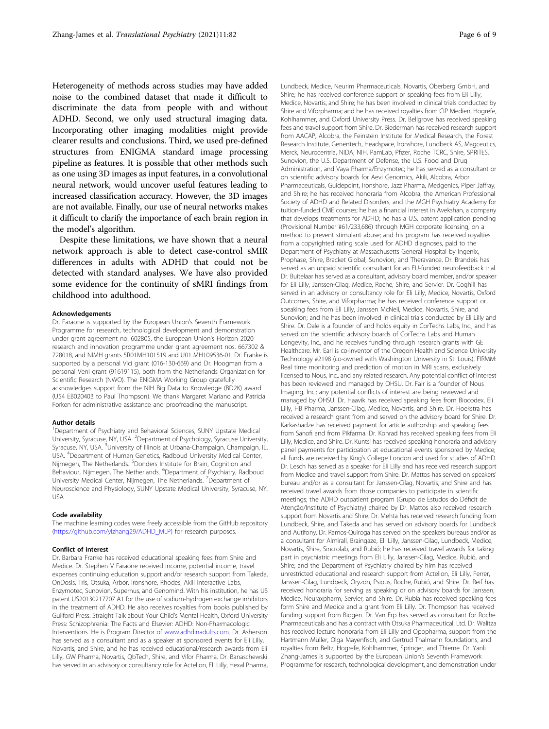Heterogeneity of methods across studies may have added noise to the combined dataset that made it difficult to discriminate the data from people with and without ADHD. Second, we only used structural imaging data. Incorporating other imaging modalities might provide clearer results and conclusions. Third, we used pre-defined structures from ENIGMA standard image processing pipeline as features. It is possible that other methods such as one using 3D images as input features, in a convolutional neural network, would uncover useful features leading to increased classification accuracy. However, the 3D images are not available. Finally, our use of neural networks makes it difficult to clarify the importance of each brain region in the model's algorithm.

Despite these limitations, we have shown that a neural network approach is able to detect case-control sMIR differences in adults with ADHD that could not be detected with standard analyses. We have also provided some evidence for the continuity of sMRI findings from childhood into adulthood.

#### Acknowledgements

Dr. Faraone is supported by the European Union's Seventh Framework Programme for research, technological development and demonstration under grant agreement no. 602805, the European Union's Horizon 2020 research and innovation programme under grant agreement nos. 667302 & 728018, and NIMH grants 5R01MH101519 and U01 MH109536-01. Dr. Franke is supported by a personal Vici grant (016-130-669) and Dr. Hoogman from a personal Veni grant (91619115), both from the Netherlands Organization for Scientific Research (NWO). The ENIGMA Working Group gratefully acknowledges support from the NIH Big Data to Knowledge (BD2K) award (U54 EB020403 to Paul Thompson). We thank Margaret Mariano and Patricia Forken for administrative assistance and proofreading the manuscript.

#### Author details

[1]Department of Psychiatry and Behavioral Sciences, SUNY Upstate Medical University, Syracuse, NY, USA. [2]Department of Psychology, Syracuse University, Syracuse, NY, USA. [3]University of Illinois at Urbana-Champaign, Champaign, IL, USA. [4]Department of Human Genetics, Radboud University Medical Center, Nijmegen, The Netherlands. [5]Donders Institute for Brain, Cognition and Behaviour, Nijmegen, The Netherlands. [6]Department of Psychiatry, Radboud University Medical Center, Nijmegen, The Netherlands. [7]Department of Neuroscience and Physiology, SUNY Upstate Medical University, Syracuse, NY, USA

#### Code availability

The machine learning codes were freely accessible from the GitHub repository (https://github.com/ylzhang29/ADHD_MLP) for research purposes.

#### Conflict of interest

Dr. Barbara Franke has received educational speaking fees from Shire and Medice. Dr. Stephen V Faraone received income, potential income, travel expenses continuing education support and/or research support from Takeda, OnDosis, Tris, Otsuka, Arbor, Ironshore, Rhodes, Akili Interactive Labs, Enzymotec, Sunovion, Supernus, and Genomind. With his institution, he has US patent US20130217707 A1 for the use of sodium-hydrogen exchange inhibitors in the treatment of ADHD. He also receives royalties from books published by Guilford Press: Straight Talk about Your Child's Mental Health, Oxford University Press: Schizophrenia: The Facts and Elsevier: ADHD: Non-Pharmacologic Interventions. He is Program Director of www.adhdinadults.com. Dr. Asherson has served as a consultant and as a speaker at sponsored events for Eli Lilly, Novartis, and Shire, and he has received educational/research awards from Eli Lilly, GW Pharma, Novartis, QbTech, Shire, and Vifor Pharma. Dr. Banaschewski has served in an advisory or consultancy role for Actelion, Eli Lilly, Hexal Pharma, Lundbeck, Medice, Neurim Pharmaceuticals, Novartis, Oberberg GmbH, and Shire; he has received conference support or speaking fees from Eli Lilly, Medice, Novartis, and Shire; he has been involved in clinical trials conducted by Shire and Viforpharma; and he has received royalties from CIP Medien, Hogrefe, Kohlhammer, and Oxford University Press. Dr. Bellgrove has received speaking fees and travel support from Shire. Dr. Biederman has received research support from AACAP, Alcobra, the Feinstein Institute for Medical Research, the Forest Research Institute, Genentech, Headspace, Ironshore, Lundbeck AS, Magceutics, Merck, Neurocentria, NIDA, NIH, PamLab, Pfizer, Roche TCRC, Shire, SPRITES, Sunovion, the U.S. Department of Defense, the U.S. Food and Drug Administration, and Vaya Pharma/Enzymotec; he has served as a consultant or on scientific advisory boards for Aevi Genomics, Akili, Alcobra, Arbor Pharmaceuticals, Guidepoint, Ironshore, Jazz Pharma, Medgenics, Piper Jaffray, and Shire; he has received honoraria from Alcobra, the American Professional Society of ADHD and Related Disorders, and the MGH Psychiatry Academy for tuition-funded CME courses; he has a financial interest in Avekshan, a company that develops treatments for ADHD; he has a U.S. patent application pending (Provisional Number #61/233,686) through MGH corporate licensing, on a method to prevent stimulant abuse; and his program has received royalties from a copyrighted rating scale used for ADHD diagnoses, paid to the Department of Psychiatry at Massachusetts General Hospital by Ingenix, Prophase, Shire, Bracket Global, Sunovion, and Theravance. Dr. Brandeis has served as an unpaid scientific consultant for an EU-funded neurofeedback trial. Dr. Buitelaar has served as a consultant, advisory board member, and/or speaker for Eli Lilly, Janssen-Cilag, Medice, Roche, Shire, and Servier. Dr. Coghill has served in an advisory or consultancy role for Eli Lilly, Medice, Novartis, Oxford Outcomes, Shire, and Viforpharma; he has received conference support or speaking fees from Eli Lilly, Janssen McNeil, Medice, Novartis, Shire, and Sunovion; and he has been involved in clinical trials conducted by Eli Lilly and Shire. Dr. Dale is a founder of and holds equity in CorTechs Labs, Inc., and has served on the scientific advisory boards of CorTechs Labs and Human Longevity, Inc., and he receives funding through research grants with GE Healthcare. Mr. Earl is co-inventor of the Oregon Health and Science University Technology #2198 (co-owned with Washington University in St. Louis), FIRMM: Real time monitoring and prediction of motion in MRI scans, exclusively licensed to Nous, Inc., and any related research. Any potential conflict of interest has been reviewed and managed by OHSU. Dr. Fair is a founder of Nous Imaging, Inc.; any potential conflicts of interest are being reviewed and managed by OHSU. Dr. Haavik has received speaking fees from Biocodex, Eli Lilly, HB Pharma, Janssen-Cilag, Medice, Novartis, and Shire. Dr. Hoekstra has received a research grant from and served on the advisory board for Shire. Dr. Karkashadze has received payment for article authorship and speaking fees from Sanofi and from Pikfarma. Dr. Konrad has received speaking fees from Eli Lilly, Medice, and Shire. Dr. Kuntsi has received speaking honoraria and advisory panel payments for participation at educational events sponsored by Medice; all funds are received by King's College London and used for studies of ADHD. Dr. Lesch has served as a speaker for Eli Lilly and has received research support from Medice and travel support from Shire. Dr. Mattos has served on speakers' bureau and/or as a consultant for Janssen-Cilag, Novartis, and Shire and has received travel awards from those companies to participate in scientific meetings; the ADHD outpatient program (Grupo de Estudos do Déficit de Atenção/Institute of Psychiatry) chaired by Dr. Mattos also received research support from Novartis and Shire. Dr. Mehta has received research funding from Lundbeck, Shire, and Takeda and has served on advisory boards for Lundbeck and Autifony. Dr. Ramos-Quiroga has served on the speakers bureaus and/or as a consultant for Almirall, Braingaze, Eli Lilly, Janssen-Cilag, Lundbeck, Medice, Novartis, Shire, Sincrolab, and Rubió; he has received travel awards for taking part in psychiatric meetings from Eli Lilly, Janssen-Cilag, Medice, Rubió, and Shire; and the Department of Psychiatry chaired by him has received unrestricted educational and research support from Actelion, Eli Lilly, Ferrer, Janssen-Cilag, Lundbeck, Oryzon, Psious, Roche, Rubió, and Shire. Dr. Reif has received honoraria for serving as speaking or on advisory boards for Janssen, Medice, Neuraxpharm, Servier, and Shire. Dr. Rubia has received speaking fees form Shire and Medice and a grant from Eli Lilly. Dr. Thompson has received funding support from Biogen. Dr. Van Erp has served as consultant for Roche Pharmaceuticals and has a contract with Otsuka Pharmaceutical, Ltd. Dr. Walitza has received lecture honoraria from Eli Lilly and Opopharma, support from the Hartmann Müller, Olga Mayenfisch, and Gertrud Thalmann foundations, and royalties from Beltz, Hogrefe, Kohlhammer, Springer, and Thieme. Dr. Yanli Zhang-James is supported by the European Union's Seventh Framework Programme for research, technological development, and demonstration under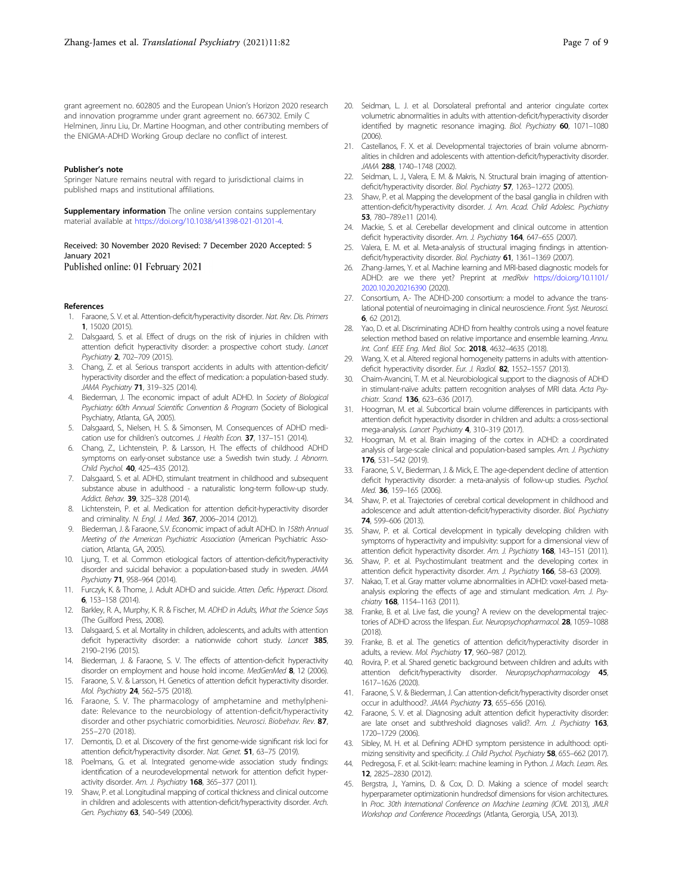grant agreement no. 602805 and the European Union's Horizon 2020 research and innovation programme under grant agreement no. 667302. Emily C Helminen, Jinru Liu, Dr. Martine Hoogman, and other contributing members of the ENIGMA-ADHD Working Group declare no conflict of interest.

### Publisher's note

Springer Nature remains neutral with regard to jurisdictional claims in published maps and institutional affiliations.

**Supplementary information** The online version contains supplementary material available at https://doi.org/10.1038/s41398-021-01201-4.

Received: 30 November 2020 Revised: 7 December 2020 Accepted: 5 January 2021
Published online: 01 February 2021

### References

1. Faraone, S. V. et al. Attention-deficit/hyperactivity disorder. *Nat. Rev. Dis. Primers* **1**, 15020 (2015).
2. Dalsgaard, S. et al. Effect of drugs on the risk of injuries in children with attention deficit hyperactivity disorder: a prospective cohort study. *Lancet Psychiatry* **2**, 702–709 (2015).
3. Chang, Z. et al. Serious transport accidents in adults with attention-deficit/hyperactivity disorder and the effect of medication: a population-based study. *JAMA Psychiatry* **71**, 319–325 (2014).
4. Biederman, J. The economic impact of adult ADHD. In *Society of Biological Psychiatry: 60th Annual Scientific Convention & Program* (Society of Biological Psychiatry, Atlanta, GA, 2005).
5. Dalsgaard, S., Nielsen, H. S. & Simonsen, M. Consequences of ADHD medication use for children's outcomes. *J. Health Econ.* **37**, 137–151 (2014).
6. Chang, Z., Lichtenstein, P. & Larsson, H. The effects of childhood ADHD symptoms on early-onset substance use: a Swedish twin study. *J. Abnorm. Child Psychol.* **40**, 425–435 (2012).
7. Dalsgaard, S. et al. ADHD, stimulant treatment in childhood and subsequent substance abuse in adulthood - a naturalistic long-term follow-up study. *Addict. Behav.* **39**, 325–328 (2014).
8. Lichtenstein, P. et al. Medication for attention deficit-hyperactivity disorder and criminality. *N. Engl. J. Med.* **367**, 2006–2014 (2012).
9. Biederman, J. & Faraone, S.V. Economic impact of adult ADHD. In *158th Annual Meeting of the American Psychiatric Association* (American Psychiatric Association, Atlanta, GA, 2005).
10. Ljung, T. et al. Common etiological factors of attention-deficit/hyperactivity disorder and suicidal behavior: a population-based study in sweden. *JAMA Psychiatry* **71**, 958–964 (2014).
11. Furczyk, K. & Thome, J. Adult ADHD and suicide. *Atten. Defic. Hyperact. Disord.* **6**, 153–158 (2014).
12. Barkley, R. A., Murphy, K. R. & Fischer, M. *ADHD in Adults, What the Science Says* (The Guilford Press, 2008).
13. Dalsgaard, S. et al. Mortality in children, adolescents, and adults with attention deficit hyperactivity disorder: a nationwide cohort study. *Lancet* **385**, 2190–2196 (2015).
14. Biederman, J. & Faraone, S. V. The effects of attention-deficit hyperactivity disorder on employment and house hold income. *MedGenMed* **8**, 12 (2006).
15. Faraone, S. V. & Larsson, H. Genetics of attention deficit hyperactivity disorder. *Mol. Psychiatry* **24**, 562–575 (2018).
16. Faraone, S. V. The pharmacology of amphetamine and methylphenidate: Relevance to the neurobiology of attention-deficit/hyperactivity disorder and other psychiatric comorbidities. *Neurosci. Biobehav. Rev.* **87**, 255–270 (2018).
17. Demontis, D. et al. Discovery of the first genome-wide significant risk loci for attention deficit/hyperactivity disorder. *Nat. Genet.* **51**, 63–75 (2019).
18. Poelmans, G. et al. Integrated genome-wide association study findings: identification of a neurodevelopmental network for attention deficit hyperactivity disorder. *Am. J. Psychiatry* **168**, 365–377 (2011).
19. Shaw, P. et al. Longitudinal mapping of cortical thickness and clinical outcome in children and adolescents with attention-deficit/hyperactivity disorder. *Arch. Gen. Psychiatry* **63**, 540–549 (2006).
20. Seidman, L. J. et al. Dorsolateral prefrontal and anterior cingulate cortex volumetric abnormalities in adults with attention-deficit/hyperactivity disorder identified by magnetic resonance imaging. *Biol. Psychiatry* **60**, 1071–1080 (2006).
21. Castellanos, F. X. et al. Developmental trajectories of brain volume abnormalities in children and adolescents with attention-deficit/hyperactivity disorder. *JAMA* **288**, 1740–1748 (2002).
22. Seidman, L. J., Valera, E. M. & Makris, N. Structural brain imaging of attention-deficit/hyperactivity disorder. *Biol. Psychiatry* **57**, 1263–1272 (2005).
23. Shaw, P. et al. Mapping the development of the basal ganglia in children with attention-deficit/hyperactivity disorder. *J. Am. Acad. Child Adolesc. Psychiatry* **53**, 780–789.e11 (2014).
24. Mackie, S. et al. Cerebellar development and clinical outcome in attention deficit hyperactivity disorder. *Am. J. Psychiatry* **164**, 647–655 (2007).
25. Valera, E. M. et al. Meta-analysis of structural imaging findings in attention-deficit/hyperactivity disorder. *Biol. Psychiatry* **61**, 1361–1369 (2007).
26. Zhang-James, Y. et al. Machine learning and MRI-based diagnostic models for ADHD: are we there yet? Preprint at *medRxiv* https://doi.org/10.1101/2020.10.20.20216390 (2020).
27. Consortium, A.- The ADHD-200 consortium: a model to advance the translational potential of neuroimaging in clinical neuroscience. *Front. Syst. Neurosci.* **6**, 62 (2012).
28. Yao, D. et al. Discriminating ADHD from healthy controls using a novel feature selection method based on relative importance and ensemble learning. *Annu. Int. Conf. IEEE Eng. Med. Biol. Soc.* **2018**, 4632–4635 (2018).
29. Wang, X. et al. Altered regional homogeneity patterns in adults with attention-deficit hyperactivity disorder. *Eur. J. Radiol.* **82**, 1552–1557 (2013).
30. Chaim-Avancini, T. M. et al. Neurobiological support to the diagnosis of ADHD in stimulant-naïve adults: pattern recognition analyses of MRI data. *Acta Psychiatr. Scand.* **136**, 623–636 (2017).
31. Hoogman, M. et al. Subcortical brain volume differences in participants with attention deficit hyperactivity disorder in children and adults: a cross-sectional mega-analysis. *Lancet Psychiatry* **4**, 310–319 (2017).
32. Hoogman, M. et al. Brain imaging of the cortex in ADHD: a coordinated analysis of large-scale clinical and population-based samples. *Am. J. Psychiatry* **176**, 531–542 (2019).
33. Faraone, S. V., Biederman, J. & Mick, E. The age-dependent decline of attention deficit hyperactivity disorder: a meta-analysis of follow-up studies. *Psychol. Med.* **36**, 159–165 (2006).
34. Shaw, P. et al. Trajectories of cerebral cortical development in childhood and adolescence and adult attention-deficit/hyperactivity disorder. *Biol. Psychiatry* **74**, 599–606 (2013).
35. Shaw, P. et al. Cortical development in typically developing children with symptoms of hyperactivity and impulsivity: support for a dimensional view of attention deficit hyperactivity disorder. *Am. J. Psychiatry* **168**, 143–151 (2011).
36. Shaw, P. et al. Psychostimulant treatment and the developing cortex in attention deficit hyperactivity disorder. *Am. J. Psychiatry* **166**, 58–63 (2009).
37. Nakao, T. et al. Gray matter volume abnormalities in ADHD: voxel-based meta-analysis exploring the effects of age and stimulant medication. *Am. J. Psychiatry* **168**, 1154–1163 (2011).
38. Franke, B. et al. Live fast, die young? A review on the developmental trajectories of ADHD across the lifespan. *Eur. Neuropsychopharmacol.* **28**, 1059–1088 (2018).
39. Franke, B. et al. The genetics of attention deficit/hyperactivity disorder in adults, a review. *Mol. Psychiatry* **17**, 960–987 (2012).
40. Rovira, P. et al. Shared genetic background between children and adults with attention deficit/hyperactivity disorder. *Neuropsychopharmacology* **45**, 1617–1626 (2020).
41. Faraone, S. V. & Biederman, J. Can attention-deficit/hyperactivity disorder onset occur in adulthood?. *JAMA Psychiatry* **73**, 655–656 (2016).
42. Faraone, S. V. et al. Diagnosing adult attention deficit hyperactivity disorder: are late onset and subthreshold diagnoses valid?. *Am. J. Psychiatry* **163**, 1720–1729 (2006).
43. Sibley, M. H. et al. Defining ADHD symptom persistence in adulthood: optimizing sensitivity and specificity. *J. Child Psychol. Psychiatry* **58**, 655–662 (2017).
44. Pedregosa, F. et al. Scikit-learn: machine learning in Python. *J. Mach. Learn. Res.* **12**, 2825–2830 (2012).
45. Bergstra, J., Yamins, D. & Cox, D. D. Making a science of model search: hyperparameter optimizationin hundredsof dimensions for vision architectures. In *Proc. 30th International Conference on Machine Learning (ICML 2013), JMLR Workshop and Conference Proceedings* (Atlanta, Gerorgia, USA, 2013).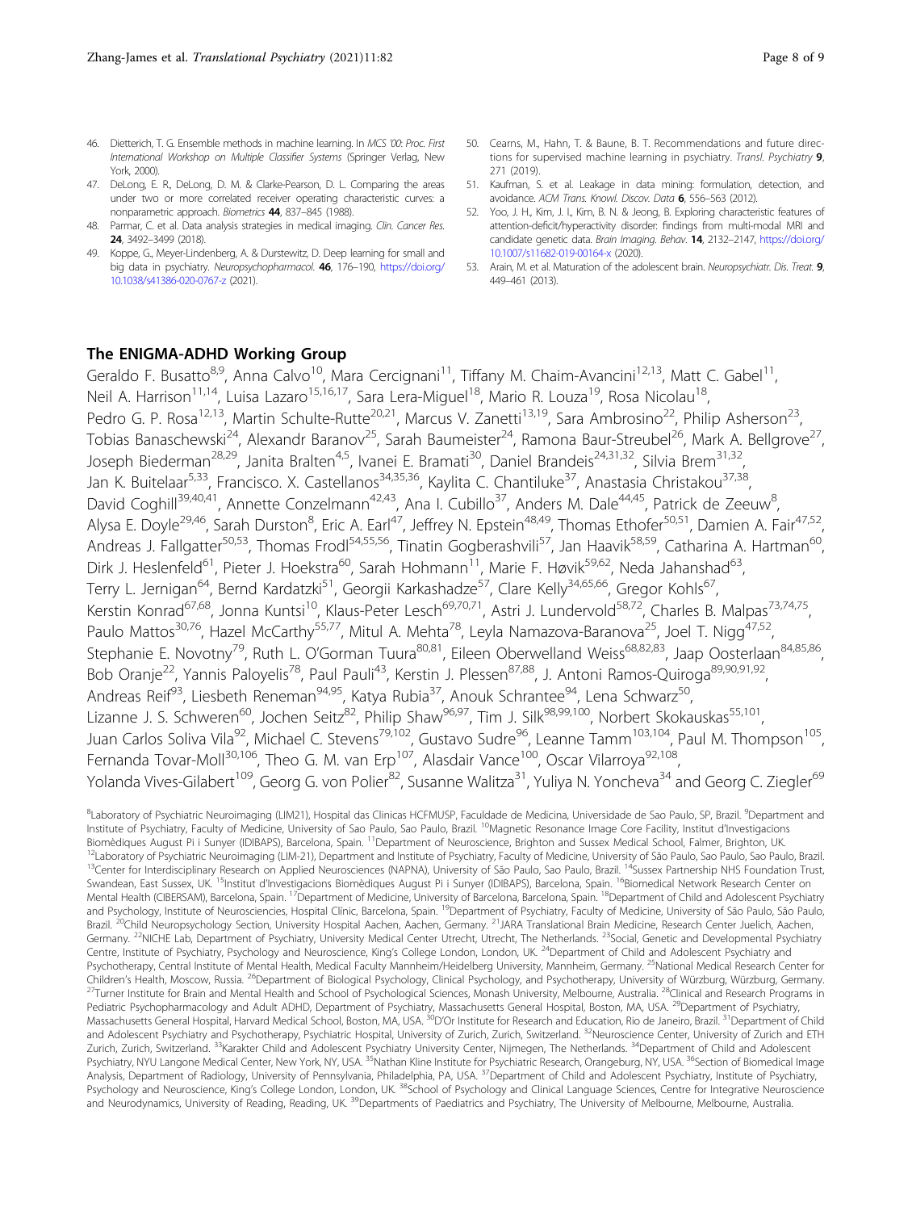46. Dietterich, T. G. Ensemble methods in machine learning. In *MCS '00: Proc. First International Workshop on Multiple Classifier Systems* (Springer Verlag, New York, 2000).
47. DeLong, E. R., DeLong, D. M. & Clarke-Pearson, D. L. Comparing the areas under two or more correlated receiver operating characteristic curves: a nonparametric approach. *Biometrics* **44**, 837–845 (1988).
48. Parmar, C. et al. Data analysis strategies in medical imaging. *Clin. Cancer Res.* **24**, 3492–3499 (2018).
49. Koppe, G., Meyer-Lindenberg, A. & Durstewitz, D. Deep learning for small and big data in psychiatry. *Neuropsychopharmacol.* **46**, 176–190, https://doi.org/10.1038/s41386-020-0767-z (2021).
50. Cearns, M., Hahn, T. & Baune, B. T. Recommendations and future directions for supervised machine learning in psychiatry. *Transl. Psychiatry* **9**, 271 (2019).
51. Kaufman, S. et al. Leakage in data mining: formulation, detection, and avoidance. *ACM Trans. Knowl. Discov. Data* **6**, 556–563 (2012).
52. Yoo, J. H., Kim, J. I., Kim, B. N. & Jeong, B. Exploring characteristic features of attention-deficit/hyperactivity disorder: findings from multi-modal MRI and candidate genetic data. *Brain Imaging. Behav.* **14**, 2132–2147, https://doi.org/10.1007/s11682-019-00164-x (2020).
53. Arain, M. et al. Maturation of the adolescent brain. *Neuropsychiatr. Dis. Treat.* **9**, 449–461 (2013).

## The ENIGMA-ADHD Working Group

Geraldo F. Busatto[8,9], Anna Calvo[10], Mara Cercignani[11], Tiffany M. Chaim-Avancini[12,13], Matt C. Gabel[11], Neil A. Harrison[11,14], Luisa Lazaro[15,16,17], Sara Lera-Miguel[18], Mario R. Louza[19], Rosa Nicolau[18], Pedro G. P. Rosa[12,13], Martin Schulte-Rutte[20,21], Marcus V. Zanetti[13,19], Sara Ambrosino[22], Philip Asherson[23], Tobias Banaschewski[24], Alexandr Baranov[25], Sarah Baumeister[24], Ramona Baur-Streubel[26], Mark A. Bellgrove[27], Joseph Biederman[28,29], Janita Bralten[4,5], Ivanei E. Bramati[30], Daniel Brandeis[24,31,32], Silvia Brem[31,32], Jan K. Buitelaar[5,33], Francisco. X. Castellanos[34,35,36], Kaylita C. Chantiluke[37], Anastasia Christakou[37,38], David Coghill[39,40,41], Annette Conzelmann[42,43], Ana I. Cubillo[37], Anders M. Dale[44,45], Patrick de Zeeuw[8], Alysa E. Doyle[29,46], Sarah Durston[8], Eric A. Earl[47], Jeffrey N. Epstein[48,49], Thomas Ethofer[50,51], Damien A. Fair[47,52], Andreas J. Fallgatter[50,53], Thomas Frodl[54,55,56], Tinatin Gogberashvili[57], Jan Haavik[58,59], Catharina A. Hartman[60], Dirk J. Heslenfeld[61], Pieter J. Hoekstra[60], Sarah Hohmann[11], Marie F. Høvik[59,62], Neda Jahanshad[63], Terry L. Jernigan[64], Bernd Kardatzki[51], Georgii Karkashadze[57], Clare Kelly[34,65,66], Gregor Kohls[67], Kerstin Konrad[67,68], Jonna Kuntsi[10], Klaus-Peter Lesch[69,70,71], Astri J. Lundervold[58,72], Charles B. Malpas[73,74,75], Paulo Mattos[30,76], Hazel McCarthy[55,77], Mitul A. Mehta[78], Leyla Namazova-Baranova[25], Joel T. Nigg[47,52], Stephanie E. Novotny[79], Ruth L. O'Gorman Tuura[80,81], Eileen Oberwelland Weiss[68,82,83], Jaap Oosterlaan[84,85,86], Bob Oranje[22], Yannis Paloyelis[78], Paul Pauli[43], Kerstin J. Plessen[87,88], J. Antoni Ramos-Quiroga[89,90,91,92], Andreas Reif[93], Liesbeth Reneman[94,95], Katya Rubia[37], Anouk Schrantee[94], Lena Schwarz[50], Lizanne J. S. Schweren[60], Jochen Seitz[82], Philip Shaw[96,97], Tim J. Silk[98,99,100], Norbert Skokauskas[55,101], Juan Carlos Soliva Vila[92], Michael C. Stevens[79,102], Gustavo Sudre[96], Leanne Tamm[103,104], Paul M. Thompson[105], Fernanda Tovar-Moll[30,106], Theo G. M. van Erp[107], Alasdair Vance[100], Oscar Vilarroya[92,108], Yolanda Vives-Gilabert[109], Georg G. von Polier[82], Susanne Walitza[31], Yuliya N. Yoncheva[34] and Georg C. Ziegler[69]

[8]Laboratory of Psychiatric Neuroimaging (LIM21), Hospital das Clinicas HCFMUSP, Faculdade de Medicina, Universidade de Sao Paulo, SP, Brazil. [9]Department and Institute of Psychiatry, Faculty of Medicine, University of Sao Paulo, Sao Paulo, Brazil. [10]Magnetic Resonance Image Core Facility, Institut d'Investigacions Biomèdiques August Pi i Sunyer (IDIBAPS), Barcelona, Spain. [11]Department of Neuroscience, Brighton and Sussex Medical School, Falmer, Brighton, UK. [12]Laboratory of Psychiatric Neuroimaging (LIM-21), Department and Institute of Psychiatry, Faculty of Medicine, University of São Paulo, Sao Paulo, Brazil. [13]Center for Interdisciplinary Research on Applied Neurosciences (NAPNA), University of São Paulo, Sao Paulo, Brazil. [14]Sussex Partnership NHS Foundation Trust, Swandean, East Sussex, UK. [15]Institut d'Investigacions Biomèdiques August Pi i Sunyer (IDIBAPS), Barcelona, Spain. [16]Biomedical Network Research Center on Mental Health (CIBERSAM), Barcelona, Spain. [17]Department of Medicine, University of Barcelona, Barcelona, Spain. [18]Department of Child and Adolescent Psychiatry and Psychology, Institute of Neurosciences, Hospital Clínic, Barcelona, Spain. [19]Department of Psychiatry, Faculty of Medicine, University of São Paulo, São Paulo, Brazil. [20]Child Neuropsychology Section, University Hospital Aachen, Aachen, Germany. [21]JARA Translational Brain Medicine, Research Center Juelich, Aachen, Germany. [22]NICHE Lab, Department of Psychiatry, University Medical Center Utrecht, Utrecht, The Netherlands. [23]Social, Genetic and Developmental Psychiatry Centre, Institute of Psychiatry, Psychology and Neuroscience, King's College London, London, UK. [24]Department of Child and Adolescent Psychiatry and Psychotherapy, Central Institute of Mental Health, Medical Faculty Mannheim/Heidelberg University, Mannheim, Germany. [25]National Medical Research Center for Children's Health, Moscow, Russia. [26]Department of Biological Psychology, Clinical Psychology, and Psychotherapy, University of Würzburg, Würzburg, Germany. [27]Turner Institute for Brain and Mental Health and School of Psychological Sciences, Monash University, Melbourne, Australia. [28]Clinical and Research Programs in Pediatric Psychopharmacology and Adult ADHD, Department of Psychiatry, Massachusetts General Hospital, Boston, MA, USA. [29]Department of Psychiatry, Massachusetts General Hospital, Harvard Medical School, Boston, MA, USA. [30]D'Or Institute for Research and Education, Rio de Janeiro, Brazil. [31]Department of Child and Adolescent Psychiatry and Psychotherapy, Psychiatric Hospital, University of Zurich, Zurich, Switzerland. [32]Neuroscience Center, University of Zurich and ETH Zurich, Zurich, Switzerland. [33]Karakter Child and Adolescent Psychiatry University Center, Nijmegen, The Netherlands. [34]Department of Child and Adolescent Psychiatry, NYU Langone Medical Center, New York, NY, USA. [35]Nathan Kline Institute for Psychiatric Research, Orangeburg, NY, USA. [36]Section of Biomedical Image Analysis, Department of Radiology, University of Pennsylvania, Philadelphia, PA, USA. [37]Department of Child and Adolescent Psychiatry, Institute of Psychiatry, Psychology and Neuroscience, King's College London, London, UK. [38]School of Psychology and Clinical Language Sciences, Centre for Integrative Neuroscience and Neurodynamics, University of Reading, Reading, UK. [39]Departments of Paediatrics and Psychiatry, The University of Melbourne, Melbourne, Australia.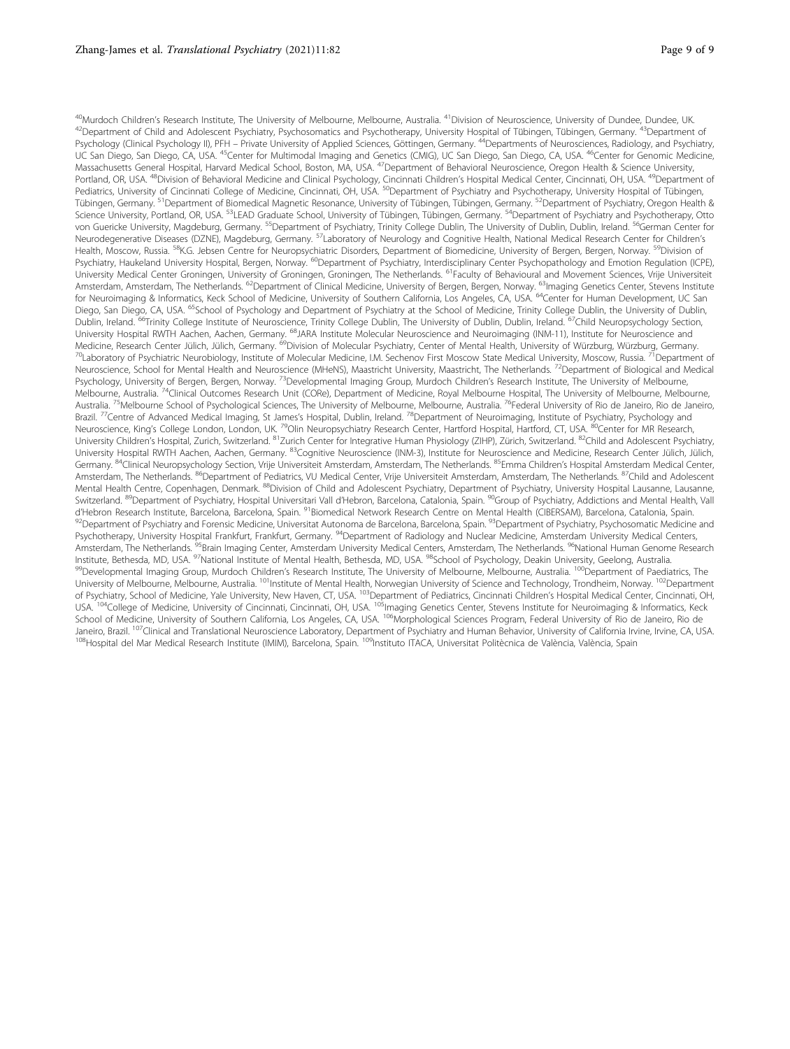[40]Murdoch Children's Research Institute, The University of Melbourne, Melbourne, Australia. [41]Division of Neuroscience, University of Dundee, Dundee, UK. [42]Department of Child and Adolescent Psychiatry, Psychosomatics and Psychotherapy, University Hospital of Tübingen, Tübingen, Germany. [43]Department of Psychology (Clinical Psychology II), PFH – Private University of Applied Sciences, Göttingen, Germany. [44]Departments of Neurosciences, Radiology, and Psychiatry, UC San Diego, San Diego, CA, USA. [45]Center for Multimodal Imaging and Genetics (CMIG), UC San Diego, San Diego, CA, USA. [46]Center for Genomic Medicine, Massachusetts General Hospital, Harvard Medical School, Boston, MA, USA. [47]Department of Behavioral Neuroscience, Oregon Health & Science University, Portland, OR, USA. [48]Division of Behavioral Medicine and Clinical Psychology, Cincinnati Children's Hospital Medical Center, Cincinnati, OH, USA. [49]Department of Pediatrics, University of Cincinnati College of Medicine, Cincinnati, OH, USA. [50]Department of Psychiatry and Psychotherapy, University Hospital of Tübingen, Tübingen, Germany. [51]Department of Biomedical Magnetic Resonance, University of Tübingen, Tübingen, Germany. [52]Department of Psychiatry, Oregon Health & Science University, Portland, OR, USA. [53]LEAD Graduate School, University of Tübingen, Tübingen, Germany. [54]Department of Psychiatry and Psychotherapy, Otto von Guericke University, Magdeburg, Germany. [55]Department of Psychiatry, Trinity College Dublin, The University of Dublin, Dublin, Ireland. [56]German Center for Neurodegenerative Diseases (DZNE), Magdeburg, Germany. [57]Laboratory of Neurology and Cognitive Health, National Medical Research Center for Children's Health, Moscow, Russia. [58]K.G. Jebsen Centre for Neuropsychiatric Disorders, Department of Biomedicine, University of Bergen, Bergen, Norway. [59]Division of Psychiatry, Haukeland University Hospital, Bergen, Norway. [60]Department of Psychiatry, Interdisciplinary Center Psychopathology and Emotion Regulation (ICPE), University Medical Center Groningen, University of Groningen, Groningen, The Netherlands. [61]Faculty of Behavioural and Movement Sciences, Vrije Universiteit Amsterdam, Amsterdam, The Netherlands. [62]Department of Clinical Medicine, University of Bergen, Bergen, Norway. [63]Imaging Genetics Center, Stevens Institute for Neuroimaging & Informatics, Keck School of Medicine, University of Southern California, Los Angeles, CA, USA. [64]Center for Human Development, UC San Diego, San Diego, CA, USA. [65]School of Psychology and Department of Psychiatry at the School of Medicine, Trinity College Dublin, the University of Dublin, Dublin, Ireland. [66]Trinity College Institute of Neuroscience, Trinity College Dublin, The University of Dublin, Dublin, Ireland. [67]Child Neuropsychology Section, University Hospital RWTH Aachen, Aachen, Germany. [68]JARA Institute Molecular Neuroscience and Neuroimaging (INM-11), Institute for Neuroscience and Medicine, Research Center Jülich, Jülich, Germany. [69]Division of Molecular Psychiatry, Center of Mental Health, University of Würzburg, Würzburg, Germany. [70]Laboratory of Psychiatric Neurobiology, Institute of Molecular Medicine, I.M. Sechenov First Moscow State Medical University, Moscow, Russia. [71]Department of Neuroscience, School for Mental Health and Neuroscience (MHeNS), Maastricht University, Maastricht, The Netherlands. [72]Department of Biological and Medical Psychology, University of Bergen, Bergen, Norway. [73]Developmental Imaging Group, Murdoch Children's Research Institute, The University of Melbourne, Melbourne, Australia. [74]Clinical Outcomes Research Unit (CORe), Department of Medicine, Royal Melbourne Hospital, The University of Melbourne, Melbourne, Australia. [75]Melbourne School of Psychological Sciences, The University of Melbourne, Melbourne, Australia. [76]Federal University of Rio de Janeiro, Rio de Janeiro, Brazil. [77]Centre of Advanced Medical Imaging, St James's Hospital, Dublin, Ireland. [78]Department of Neuroimaging, Institute of Psychiatry, Psychology and Neuroscience, King's College London, London, UK. [79]Olin Neuropsychiatry Research Center, Hartford Hospital, Hartford, CT, USA. [80]Center for MR Research, University Children's Hospital, Zurich, Switzerland. [81]Zurich Center for Integrative Human Physiology (ZIHP), Zürich, Switzerland. [82]Child and Adolescent Psychiatry, University Hospital RWTH Aachen, Aachen, Germany. [83]Cognitive Neuroscience (INM-3), Institute for Neuroscience and Medicine, Research Center Jülich, Jülich, Germany. [84]Clinical Neuropsychology Section, Vrije Universiteit Amsterdam, Amsterdam, The Netherlands. [85]Emma Children's Hospital Amsterdam Medical Center, Amsterdam, The Netherlands. [86]Department of Pediatrics, VU Medical Center, Vrije Universiteit Amsterdam, Amsterdam, The Netherlands. [87]Child and Adolescent Mental Health Centre, Copenhagen, Denmark. [88]Division of Child and Adolescent Psychiatry, Department of Psychiatry, University Hospital Lausanne, Lausanne, Switzerland. [89]Department of Psychiatry, Hospital Universitari Vall d'Hebron, Barcelona, Catalonia, Spain. [90]Group of Psychiatry, Addictions and Mental Health, Vall d'Hebron Research Institute, Barcelona, Barcelona, Spain. [91]Biomedical Network Research Centre on Mental Health (CIBERSAM), Barcelona, Catalonia, Spain. [92]Department of Psychiatry and Forensic Medicine, Universitat Autonoma de Barcelona, Barcelona, Spain. [93]Department of Psychiatry, Psychosomatic Medicine and Psychotherapy, University Hospital Frankfurt, Frankfurt, Germany. [94]Department of Radiology and Nuclear Medicine, Amsterdam University Medical Centers, Amsterdam, The Netherlands. [95]Brain Imaging Center, Amsterdam University Medical Centers, Amsterdam, The Netherlands. [96]National Human Genome Research Institute, Bethesda, MD, USA. [97]National Institute of Mental Health, Bethesda, MD, USA. [98]School of Psychology, Deakin University, Geelong, Australia. [99]Developmental Imaging Group, Murdoch Children's Research Institute, The University of Melbourne, Melbourne, Australia. [100]Department of Paediatrics, The University of Melbourne, Melbourne, Australia. [101]Institute of Mental Health, Norwegian University of Science and Technology, Trondheim, Norway. [102]Department of Psychiatry, School of Medicine, Yale University, New Haven, CT, USA. [103]Department of Pediatrics, Cincinnati Children's Hospital Medical Center, Cincinnati, OH, USA. [104]College of Medicine, University of Cincinnati, Cincinnati, OH, USA. [105]Imaging Genetics Center, Stevens Institute for Neuroimaging & Informatics, Keck School of Medicine, University of Southern California, Los Angeles, CA, USA. [106]Morphological Sciences Program, Federal University of Rio de Janeiro, Rio de Janeiro, Brazil. [107]Clinical and Translational Neuroscience Laboratory, Department of Psychiatry and Human Behavior, University of California Irvine, Irvine, CA, USA. [108]Hospital del Mar Medical Research Institute (IMIM), Barcelona, Spain. [109]Instituto ITACA, Universitat Politècnica de València, València, Spain